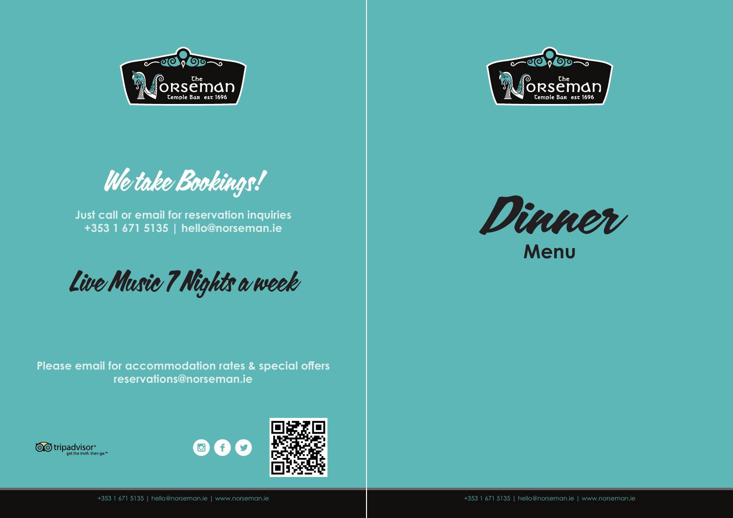The Norseman
Temple Bar est 1696

## We take Bookings!

**Just call or email for reservation inquiries**
**+353 1 671 5135 | hello@norseman.ie**

## Live Music 7 Nights a week

**Please email for accommodation rates & special offers**
**reservations@norseman.ie**

tripadvisor® get the truth. then go.™

+353 1 671 5135 | hello@norseman.ie | www.norseman.ie

The Norseman
Temple Bar est 1696

# Dinner
## Menu

+353 1 671 5135 | hello@norseman.ie | www.norseman.ie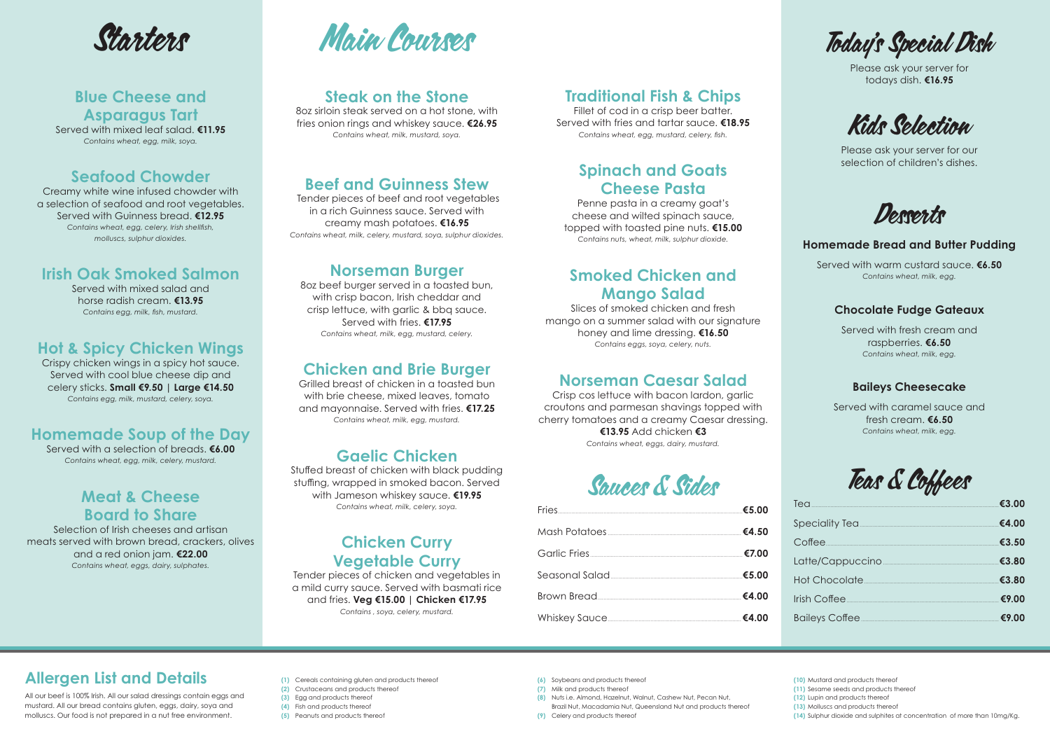# Starters

## Blue Cheese and Asparagus Tart

Served with mixed leaf salad. **€11.95**

*Contains wheat, egg, milk, soya.*

## Seafood Chowder

Creamy white wine infused chowder with a selection of seafood and root vegetables. Served with Guinness bread. **€12.95**

*Contains wheat, egg, celery, Irish shellfish, molluscs, sulphur dioxides.*

## Irish Oak Smoked Salmon

Served with mixed salad and horse radish cream. **€13.95**

*Contains egg, milk, fish, mustard.*

## Hot & Spicy Chicken Wings

Crispy chicken wings in a spicy hot sauce. Served with cool blue cheese dip and celery sticks. **Small €9.50** | **Large €14.50**

*Contains egg, milk, mustard, celery, soya.*

## Homemade Soup of the Day

Served with a selection of breads. **€6.00**

*Contains wheat, egg, milk, celery, mustard.*

## Meat & Cheese Board to Share

Selection of Irish cheeses and artisan meats served with brown bread, crackers, olives and a red onion jam. **€22.00**

*Contains wheat, eggs, dairy, sulphates.*

# Main Courses

## Steak on the Stone

8oz sirloin steak served on a hot stone, with fries onion rings and whiskey sauce. **€26.95**

*Contains wheat, milk, mustard, soya.*

## Beef and Guinness Stew

Tender pieces of beef and root vegetables in a rich Guinness sauce. Served with creamy mash potatoes. **€16.95**

*Contains wheat, milk, celery, mustard, soya, sulphur dioxides.*

## Norseman Burger

8oz beef burger served in a toasted bun, with crisp bacon, Irish cheddar and crisp lettuce, with garlic & bbq sauce. Served with fries. **€17.95**

*Contains wheat, milk, egg, mustard, celery.*

## Chicken and Brie Burger

Grilled breast of chicken in a toasted bun with brie cheese, mixed leaves, tomato and mayonnaise. Served with fries. **€17.25**

*Contains wheat, milk, egg, mustard.*

## Gaelic Chicken

Stuffed breast of chicken with black pudding stuffing, wrapped in smoked bacon. Served with Jameson whiskey sauce. **€19.95**

*Contains wheat, milk, celery, soya.*

## Chicken Curry Vegetable Curry

Tender pieces of chicken and vegetables in a mild curry sauce. Served with basmati rice and fries. **Veg €15.00** | **Chicken €17.95**

*Contains , soya, celery, mustard.*

## Traditional Fish & Chips

Fillet of cod in a crisp beer batter. Served with fries and tartar sauce. **€18.95**

*Contains wheat, egg, mustard, celery, fish.*

## Spinach and Goats Cheese Pasta

Penne pasta in a creamy goat's cheese and wilted spinach sauce, topped with toasted pine nuts. **€15.00**

*Contains nuts, wheat, milk, sulphur dioxide.*

## Smoked Chicken and Mango Salad

Slices of smoked chicken and fresh mango on a summer salad with our signature honey and lime dressing. **€16.50**

*Contains eggs, soya, celery, nuts.*

## Norseman Caesar Salad

Crisp cos lettuce with bacon lardon, garlic croutons and parmesan shavings topped with cherry tomatoes and a creamy Caesar dressing. **€13.95** Add chicken **€3**

*Contains wheat, eggs, dairy, mustard.*

# Sauces & Sides

| | |
|---|---|
| Fries | **€5.00** |
| Mash Potatoes | **€4.50** |
| Garlic Fries | **€7.00** |
| Seasonal Salad | **€5.00** |
| Brown Bread | **€4.00** |
| Whiskey Sauce | **€4.00** |

# Today's Special Dish

Please ask your server for todays dish. **€16.95**

# Kids Selection

Please ask your server for our selection of children's dishes.

# Desserts

### Homemade Bread and Butter Pudding

Served with warm custard sauce. **€6.50**

*Contains wheat, milk, egg.*

### Chocolate Fudge Gateaux

Served with fresh cream and raspberries. **€6.50**

*Contains wheat, milk, egg.*

### Baileys Cheesecake

Served with caramel sauce and fresh cream. **€6.50**

*Contains wheat, milk, egg.*

# Teas & Coffees

| | |
|---|---|
| Tea | **€3.00** |
| Speciality Tea | **€4.00** |
| Coffee | **€3.50** |
| Latte/Cappuccino | **€3.80** |
| Hot Chocolate | **€3.80** |
| Irish Coffee | **€9.00** |
| Baileys Coffee | **€9.00** |

## Allergen List and Details

All our beef is 100% Irish. All our salad dressings contain eggs and mustard. All our bread contains gluten, eggs, dairy, soya and molluscs. Our food is not prepared in a nut free environment.

- (1) Cereals containing gluten and products thereof
- (2) Crustaceans and products thereof
- (3) Egg and products thereof
- (4) Fish and products thereof
- (5) Peanuts and products thereof
- (6) Soybeans and products thereof
- (7) Milk and products thereof
- (8) Nuts i.e. Almond, Hazelnut, Walnut, Cashew Nut, Pecan Nut, Brazil Nut, Macadamia Nut, Queensland Nut and products thereof
- (9) Celery and products thereof
- (10) Mustard and products thereof
- (11) Sesame seeds and products thereof
- (12) Lupin and products thereof
- (13) Molluscs and products thereof
- (14) Sulphur dioxide and sulphites at concentration of more than 10mg/Kg.